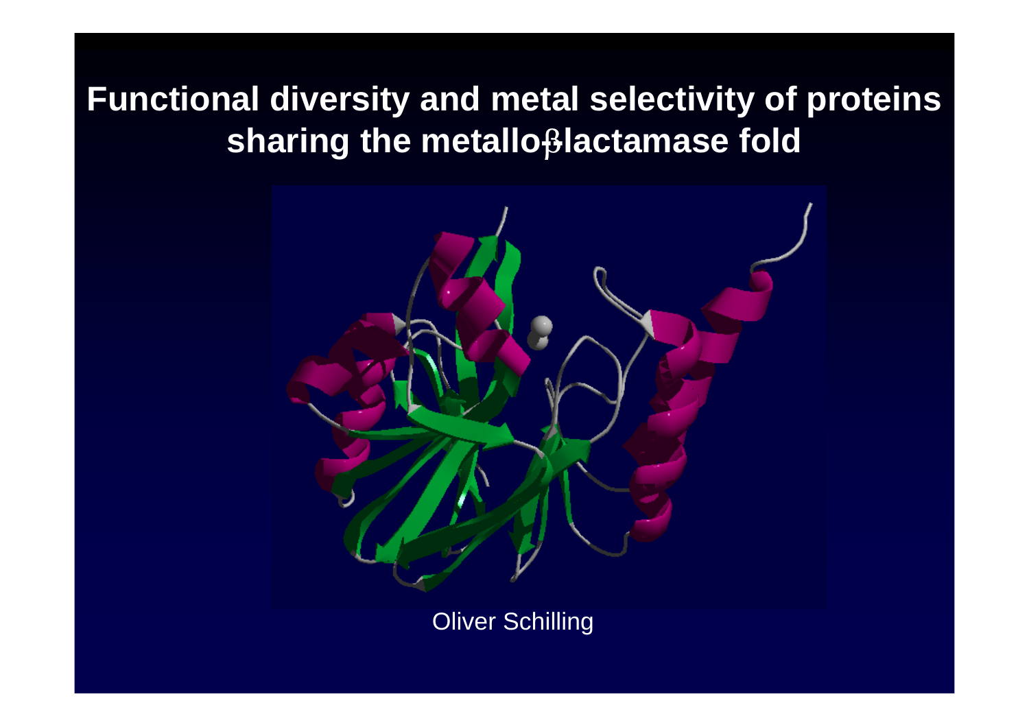# Functional diversity and metal selectivity of proteins sharing the metallo-β-lactamase fold

Oliver Schilling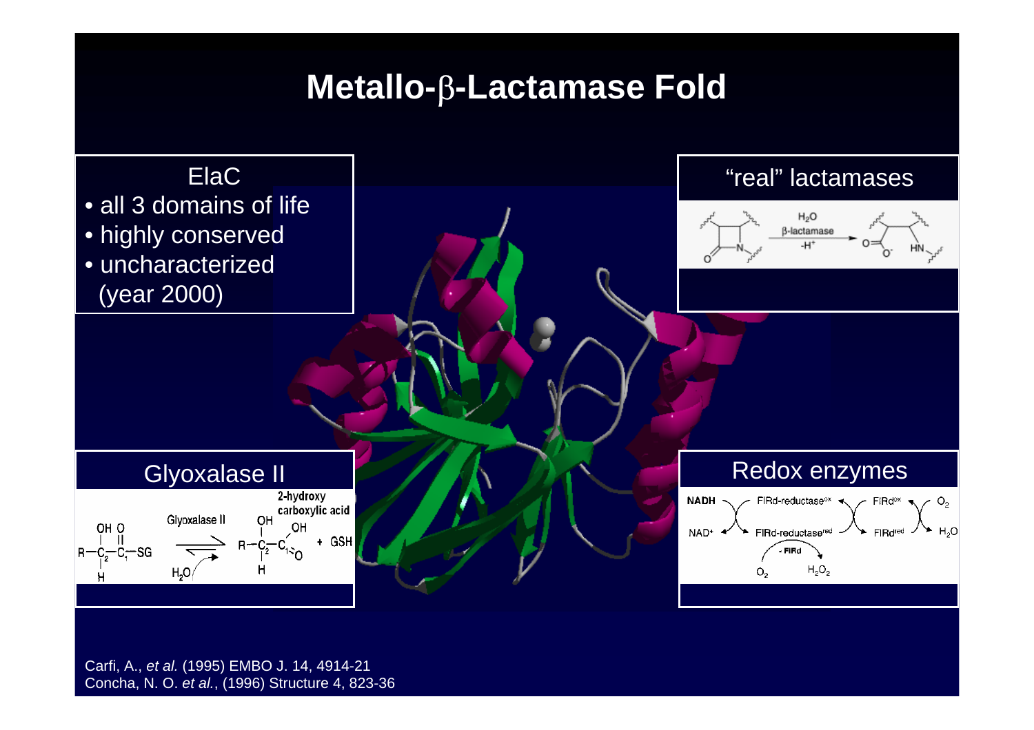# Metallo-β-Lactamase Fold

## ElaC

- all 3 domains of life
- highly conserved
- uncharacterized (year 2000)

## "real" lactamases

## Glyoxalase II

## Redox enzymes

Carfi, A., *et al.* (1995) EMBO J. 14, 4914-21

Concha, N. O. *et al.*, (1996) Structure 4, 823-36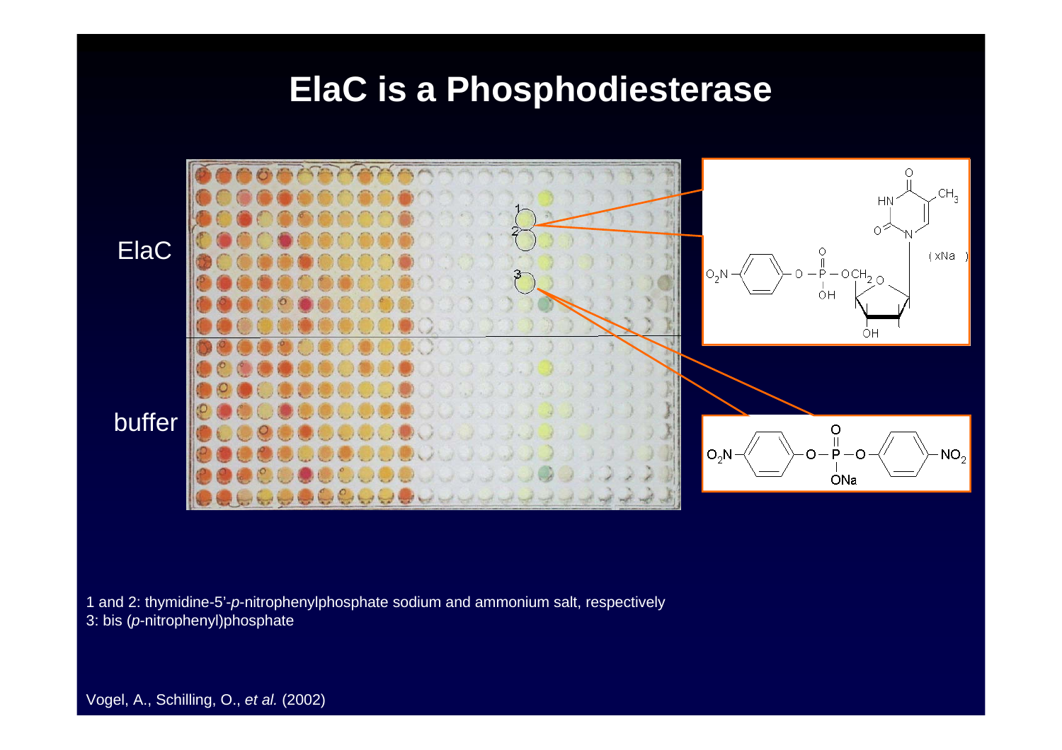# ElaC is a Phosphodiesterase

ElaC

buffer

1 and 2: thymidine-5'-*p*-nitrophenylphosphate sodium and ammonium salt, respectively
3: bis (*p*-nitrophenyl)phosphate

Vogel, A., Schilling, O., *et al.* (2002)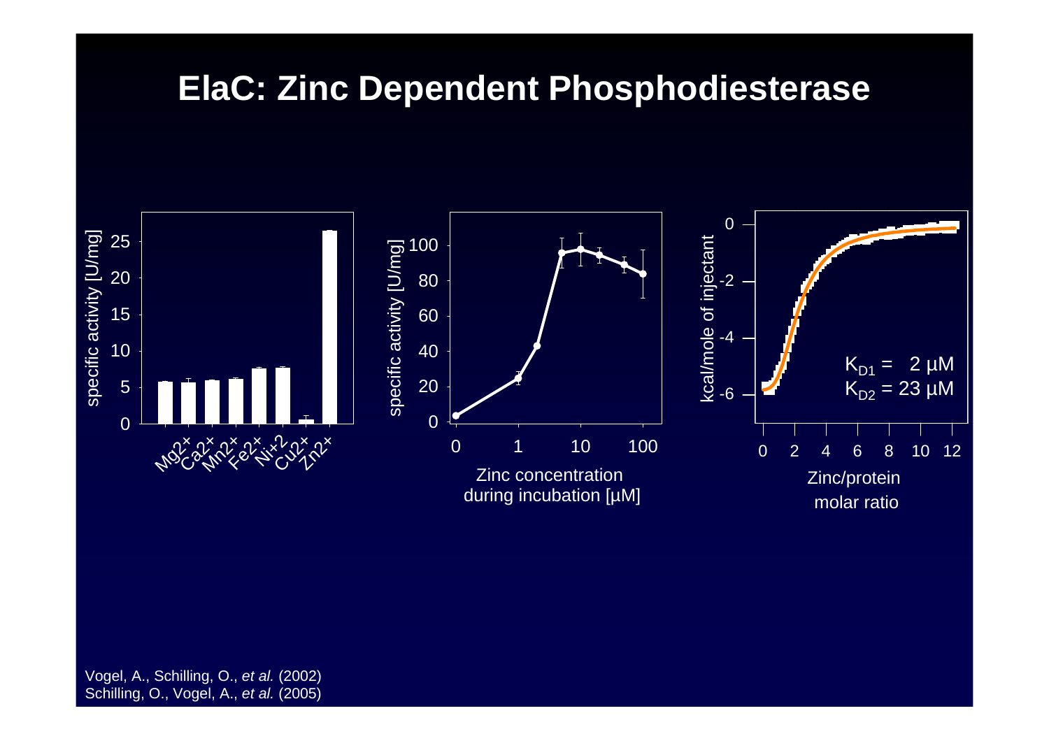# ElaC: Zinc Dependent Phosphodiesterase

specific activity [U/mg]

25
20
15
10
5
0

$Mg^{2+}$ $Ca^{2+}$ $Mn^{2+}$ $Fe^{2+}$ $Ni^{+2}$ $Cu^{2+}$ $Zn^{2+}$

specific activity [U/mg]

100
80
60
40
20
0

0 1 10 100

Zinc concentration during incubation [µM]

kcal/mole of injectant

0
-2
-4
-6

0 2 4 6 8 10 12

Zinc/protein molar ratio

$K_{D1}$ = 2 µM
$K_{D2}$ = 23 µM

Vogel, A., Schilling, O., *et al.* (2002)
Schilling, O., Vogel, A., *et al.* (2005)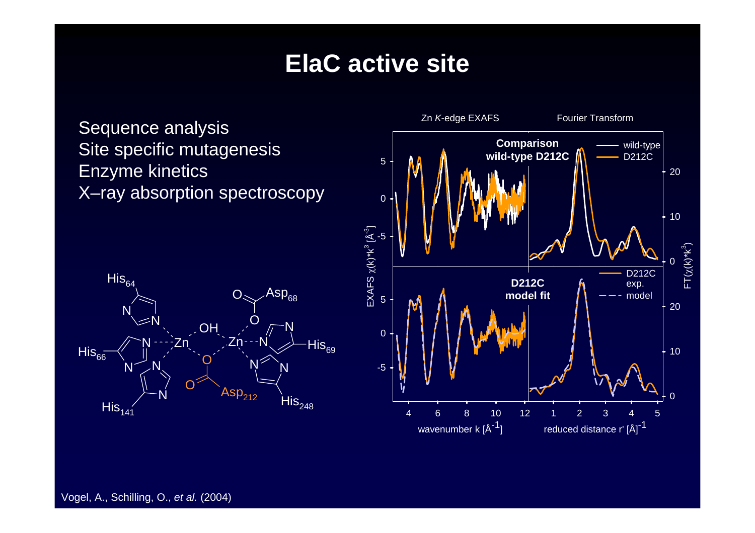# ElaC active site

Sequence analysis
Site specific mutagenesis
Enzyme kinetics
X–ray absorption spectroscopy

Vogel, A., Schilling, O., *et al.* (2004)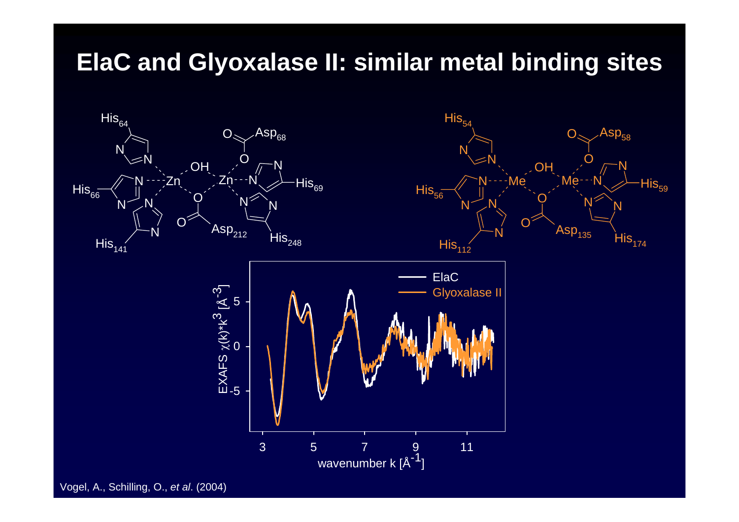# ElaC and Glyoxalase II: similar metal binding sites

Vogel, A., Schilling, O., *et al*. (2004)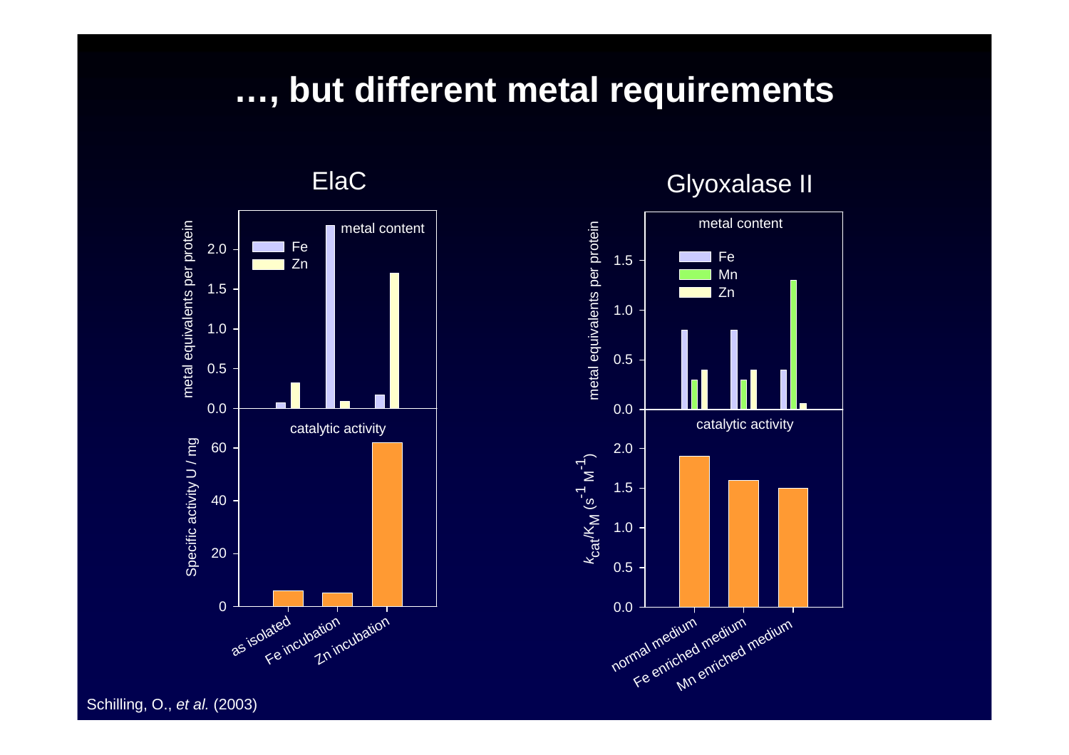# …, but different metal requirements

## ElaC

metal content

metal equivalents per protein

- Fe
- Zn

catalytic activity

Specific activity U / mg

as isolated, Fe incubation, Zn incubation

## Glyoxalase II

metal content

metal equivalents per protein

- Fe
- Mn
- Zn

catalytic activity

$k_{cat}/K_M$ ($s^{-1}$ $M^{-1}$)

normal medium, Fe enriched medium, Mn enriched medium

Schilling, O., *et al.* (2003)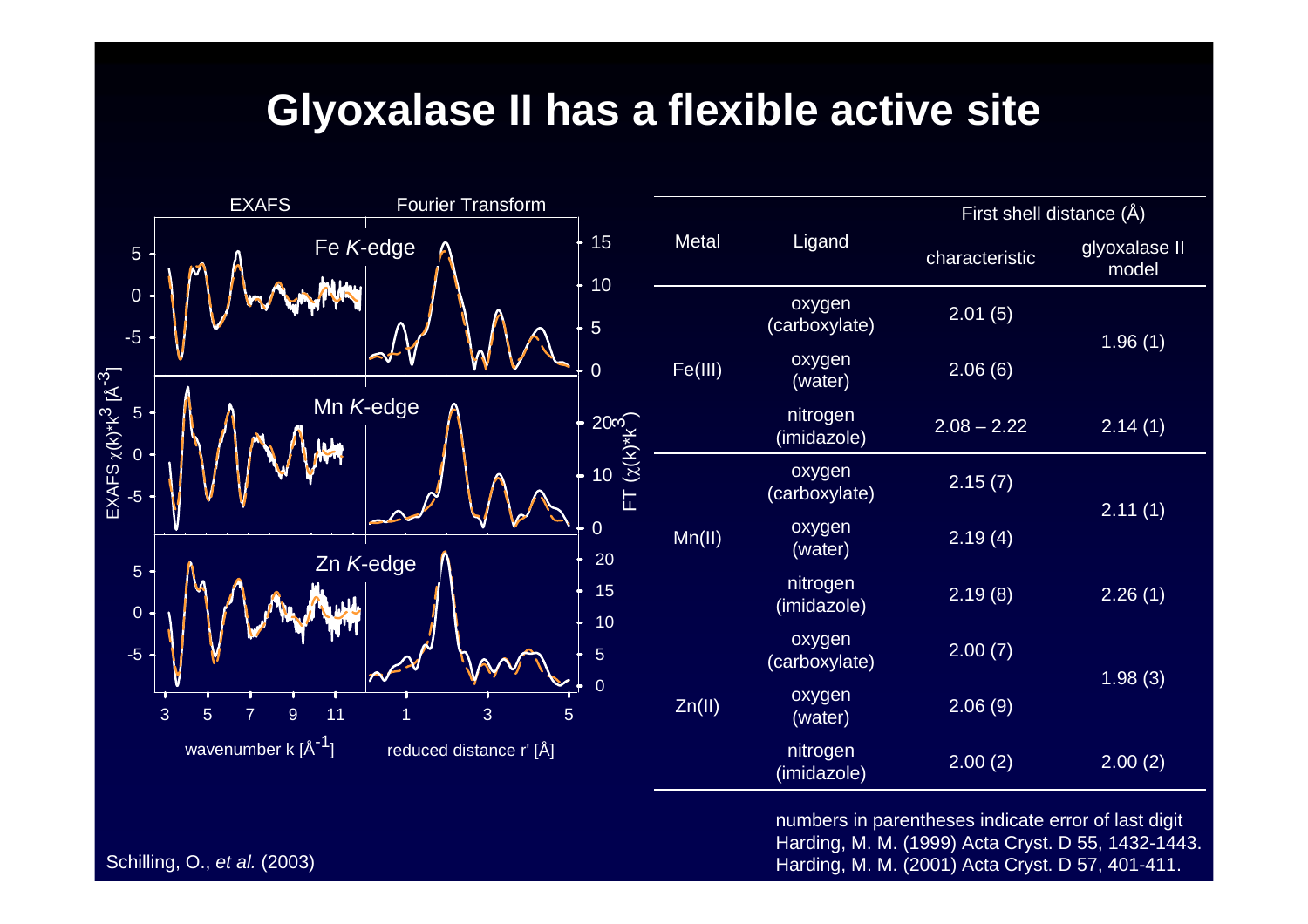# Glyoxalase II has a flexible active site

| Metal | Ligand | First shell distance (Å) characteristic | First shell distance (Å) glyoxalase II model |
|---|---|---|---|
| Fe(III) | oxygen (carboxylate) | 2.01 (5) | 1.96 (1) |
| | oxygen (water) | 2.06 (6) | |
| | nitrogen (imidazole) | 2.08 – 2.22 | 2.14 (1) |
| Mn(II) | oxygen (carboxylate) | 2.15 (7) | 2.11 (1) |
| | oxygen (water) | 2.19 (4) | |
| | nitrogen (imidazole) | 2.19 (8) | 2.26 (1) |
| Zn(II) | oxygen (carboxylate) | 2.00 (7) | 1.98 (3) |
| | oxygen (water) | 2.06 (9) | |
| | nitrogen (imidazole) | 2.00 (2) | 2.00 (2) |

numbers in parentheses indicate error of last digit

Harding, M. M. (1999) Acta Cryst. D 55, 1432-1443.

Harding, M. M. (2001) Acta Cryst. D 57, 401-411.

Schilling, O., *et al.* (2003)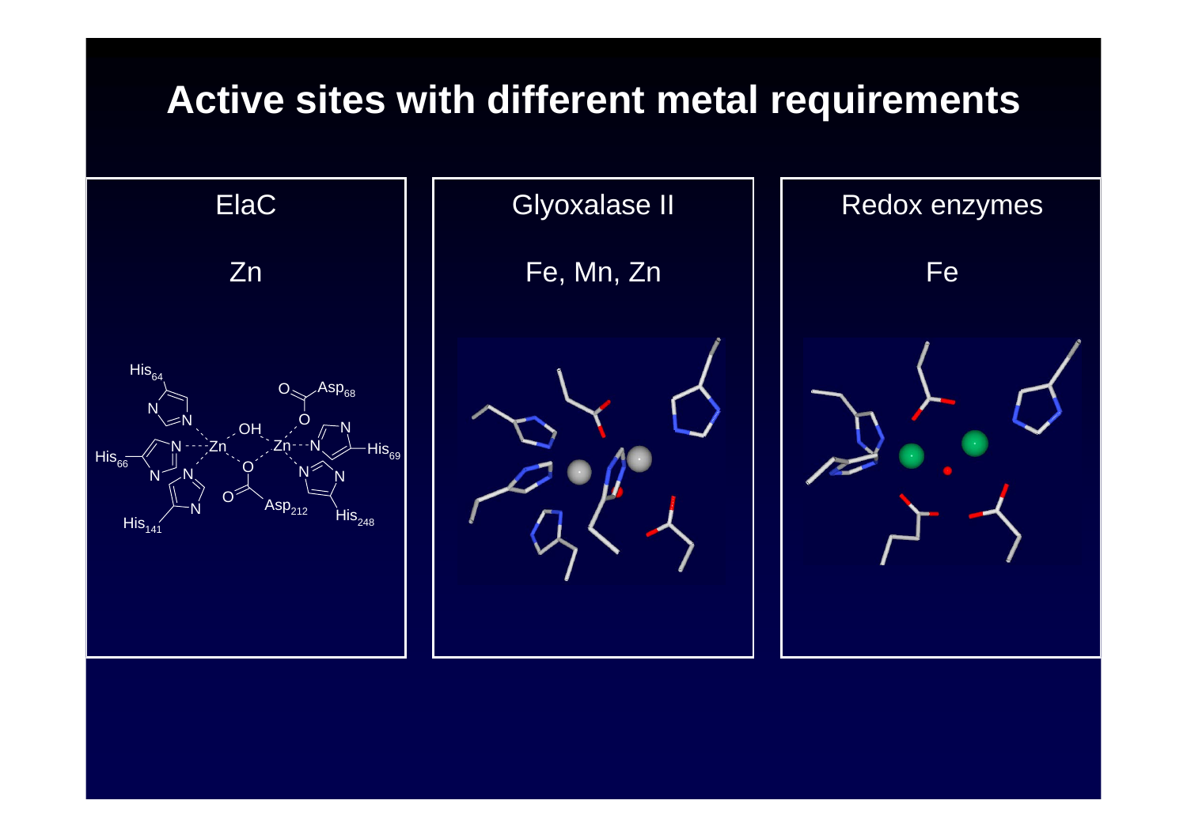# Active sites with different metal requirements

| ElaC | Glyoxalase II | Redox enzymes |
|---|---|---|
| Zn | Fe, Mn, Zn | Fe |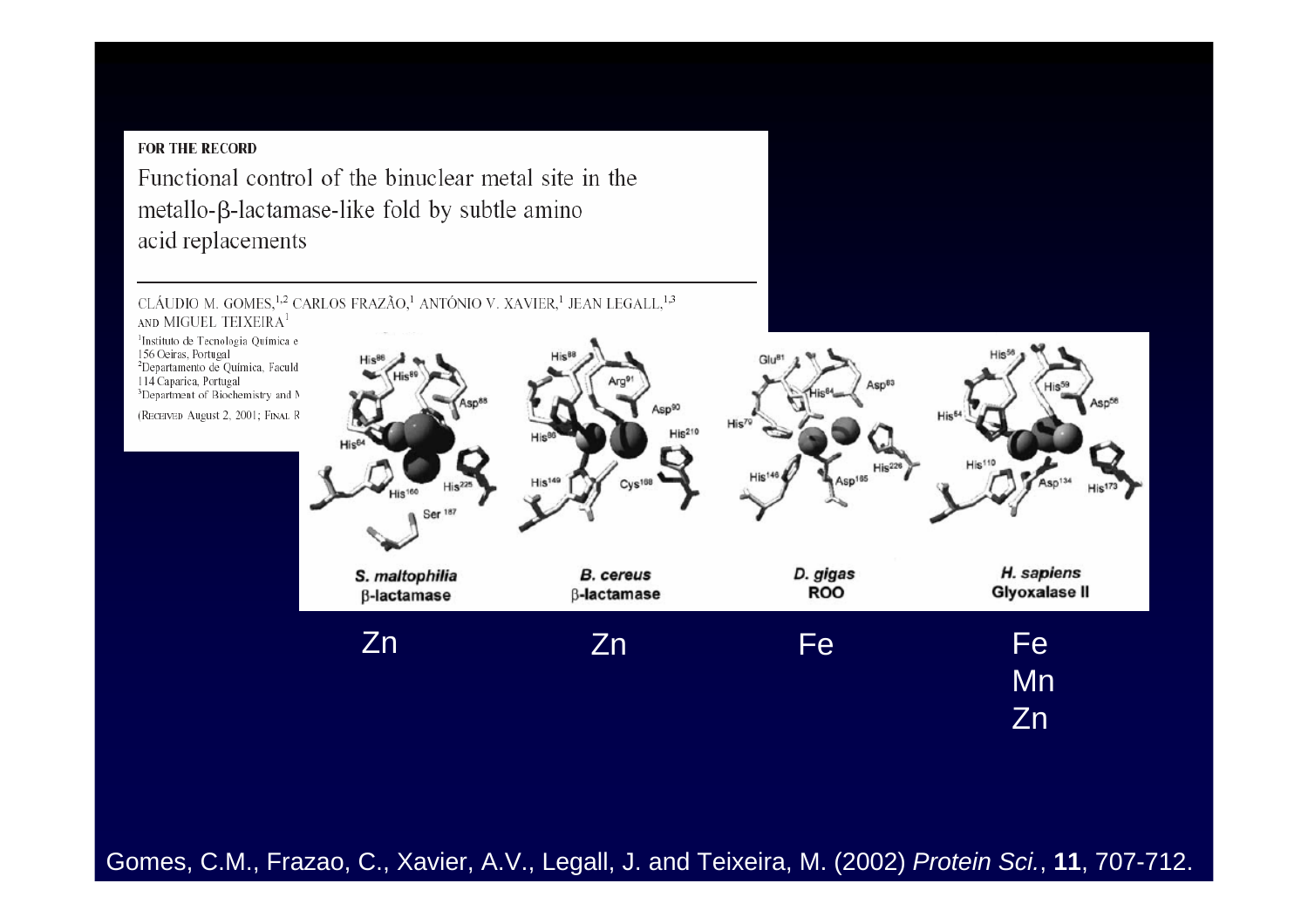**FOR THE RECORD**

Functional control of the binuclear metal site in the metallo-β-lactamase-like fold by subtle amino acid replacements

CLÁUDIO M. GOMES,[1,2] CARLOS FRAZÃO,[1] ANTÓNIO V. XAVIER,[1] JEAN LEGALL,[1,3] AND MIGUEL TEIXEIRA[1]

[1]Instituto de Tecnologia Química e
156 Oeiras, Portugal
[2]Departamento de Química, Facul
114 Caparica, Portugal
[3]Department of Biochemistry and M

(RECEIVED August 2, 2001; FINAL R

| *S. maltophilia* β-lactamase | *B. cereus* β-lactamase | *D. gigas* ROO | *H. sapiens* Glyoxalase II |
|---|---|---|---|
| Zn | Zn | Fe | Fe, Mn, Zn |

Gomes, C.M., Frazao, C., Xavier, A.V., Legall, J. and Teixeira, M. (2002) *Protein Sci.*, **11**, 707-712.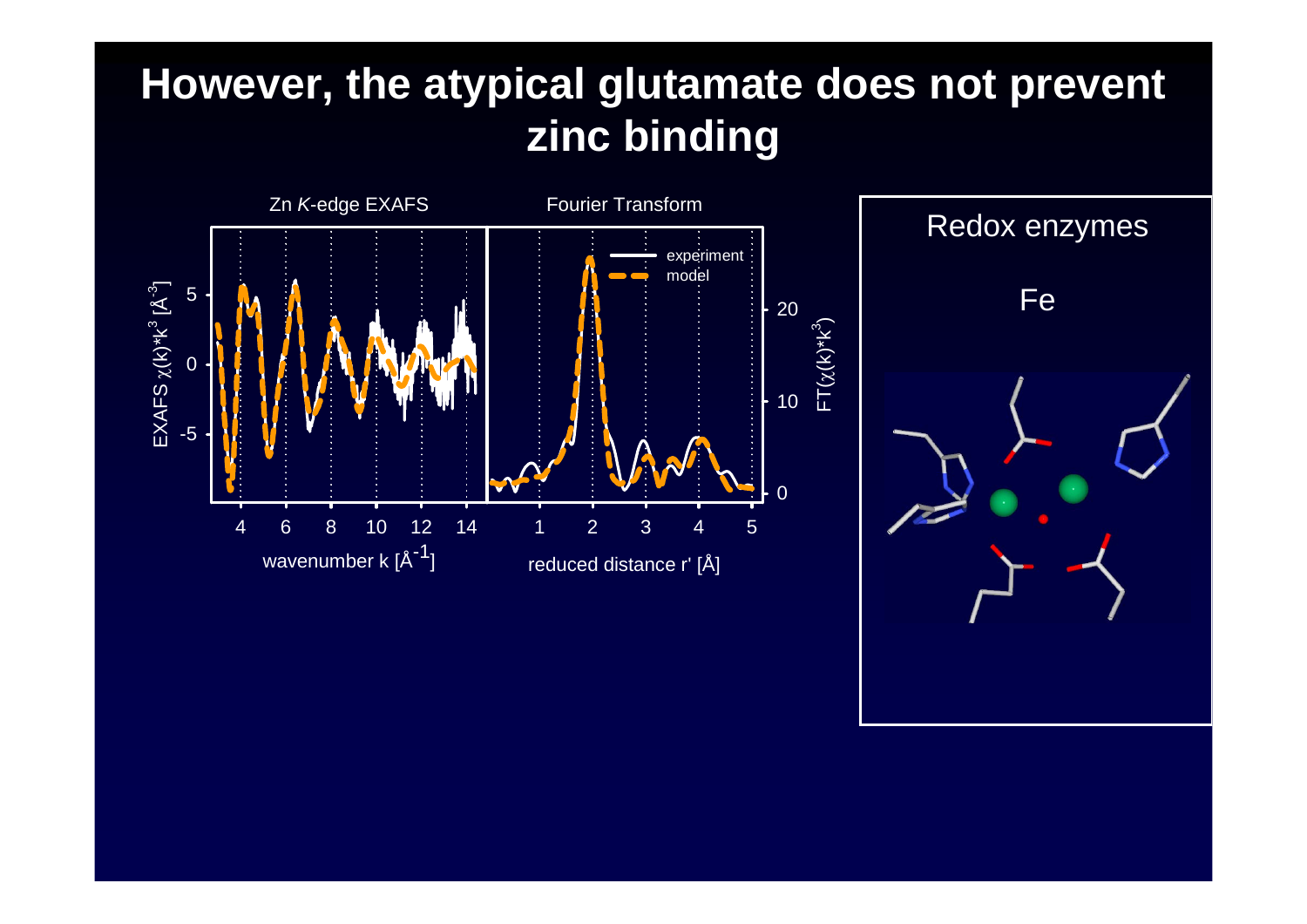# However, the atypical glutamate does not prevent zinc binding

Zn *K*-edge EXAFS

Fourier Transform

Redox enzymes

Fe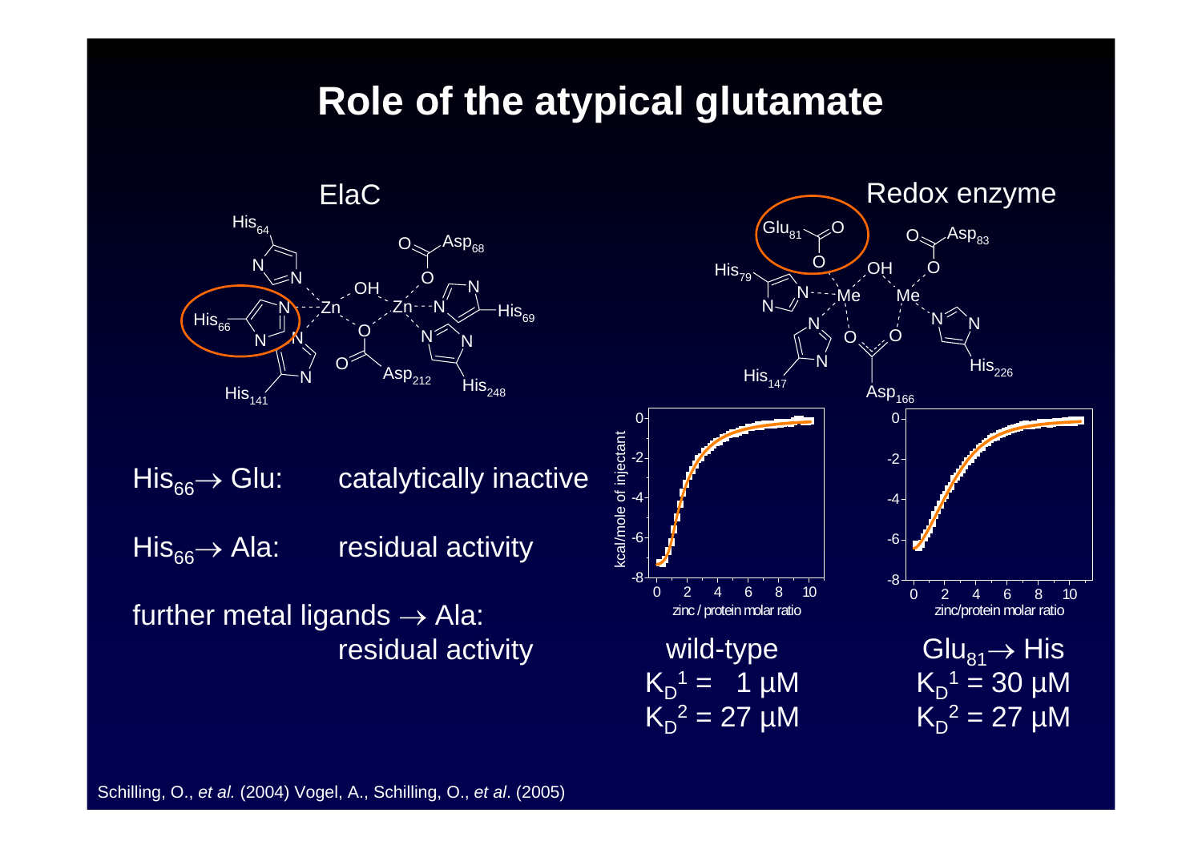# Role of the atypical glutamate

ElaC

Redox enzyme

$His_{66} \rightarrow Glu$: catalytically inactive

$His_{66} \rightarrow Ala$: residual activity

further metal ligands $\rightarrow$ Ala: residual activity

wild-type
$K_D^1 = 1\ \mu M$
$K_D^2 = 27\ \mu M$

$Glu_{81} \rightarrow His$
$K_D^1 = 30\ \mu M$
$K_D^2 = 27\ \mu M$

Schilling, O., *et al.* (2004) Vogel, A., Schilling, O., *et al*. (2005)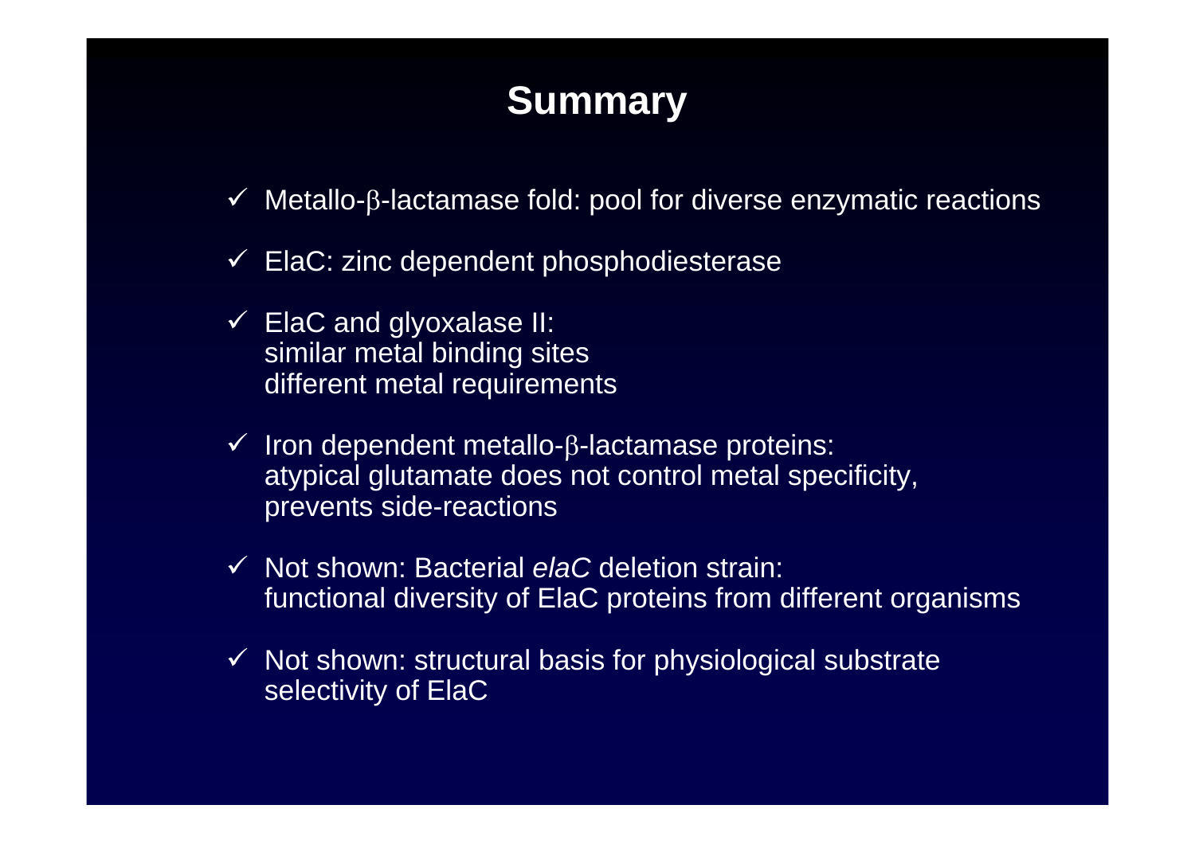# Summary

- ✓ Metallo-β-lactamase fold: pool for diverse enzymatic reactions
- ✓ ElaC: zinc dependent phosphodiesterase
- ✓ ElaC and glyoxalase II:
  similar metal binding sites
  different metal requirements
- ✓ Iron dependent metallo-β-lactamase proteins:
  atypical glutamate does not control metal specificity,
  prevents side-reactions
- ✓ Not shown: Bacterial *elaC* deletion strain:
  functional diversity of ElaC proteins from different organisms
- ✓ Not shown: structural basis for physiological substrate
  selectivity of ElaC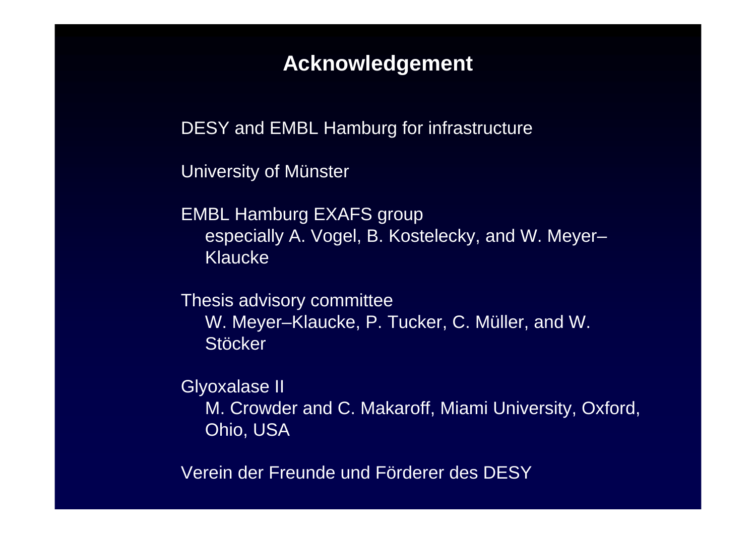## Acknowledgement

DESY and EMBL Hamburg for infrastructure

University of Münster

EMBL Hamburg EXAFS group
  especially A. Vogel, B. Kostelecky, and W. Meyer–Klaucke

Thesis advisory committee
  W. Meyer–Klaucke, P. Tucker, C. Müller, and W. Stöcker

Glyoxalase II
  M. Crowder and C. Makaroff, Miami University, Oxford, Ohio, USA

Verein der Freunde und Förderer des DESY